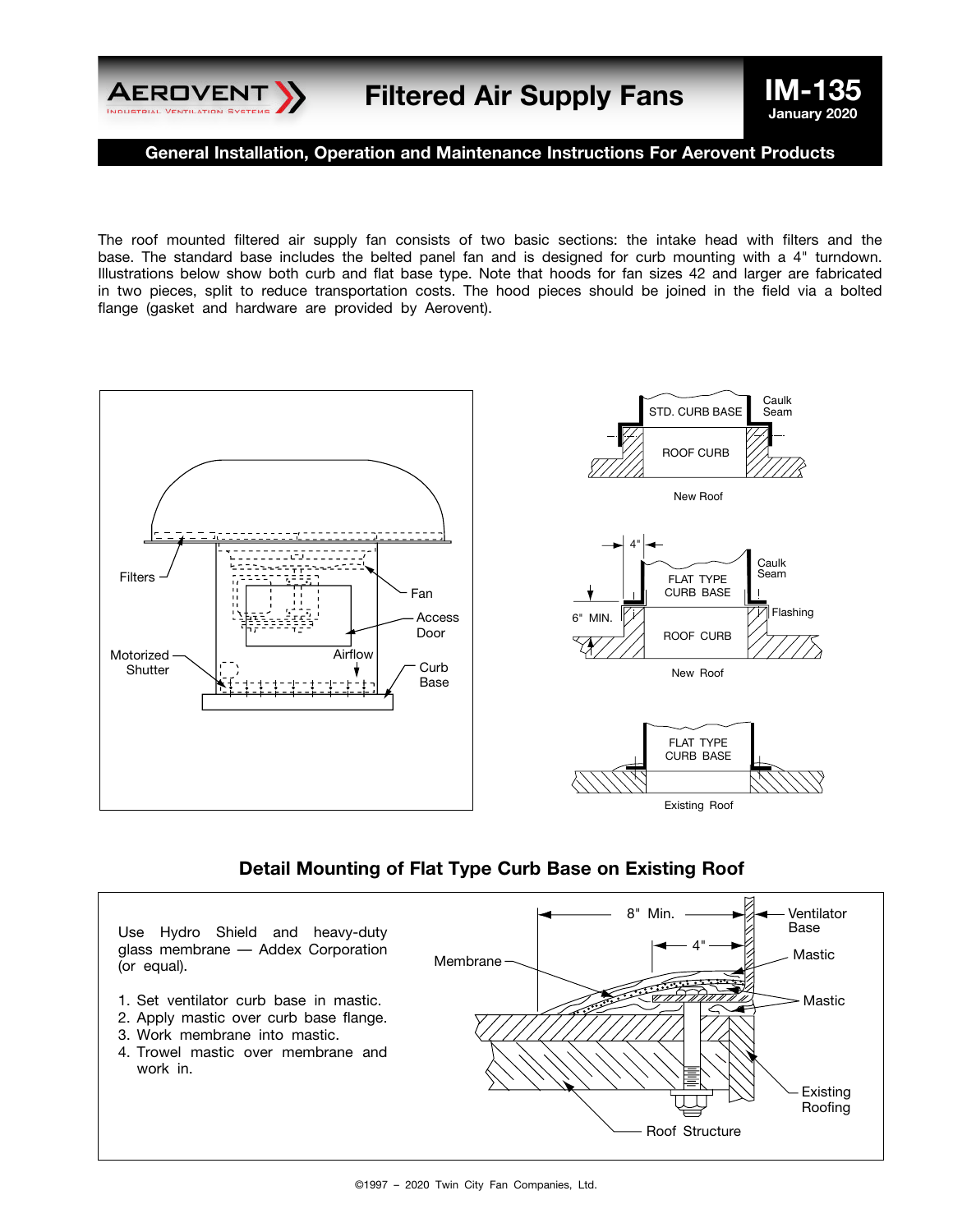# Filtered Air Supply Fans

**IM-135**
**January 2020**

## General Installation, Operation and Maintenance Instructions For Aerovent Products

The roof mounted filtered air supply fan consists of two basic sections: the intake head with filters and the base. The standard base includes the belted panel fan and is designed for curb mounting with a 4" turndown. Illustrations below show both curb and flat base type. Note that hoods for fan sizes 42 and larger are fabricated in two pieces, split to reduce transportation costs. The hood pieces should be joined in the field via a bolted flange (gasket and hardware are provided by Aerovent).

## Detail Mounting of Flat Type Curb Base on Existing Roof

Use Hydro Shield and heavy-duty glass membrane — Addex Corporation (or equal).

1. Set ventilator curb base in mastic.
2. Apply mastic over curb base flange.
3. Work membrane into mastic.
4. Trowel mastic over membrane and work in.

©1997 – 2020 Twin City Fan Companies, Ltd.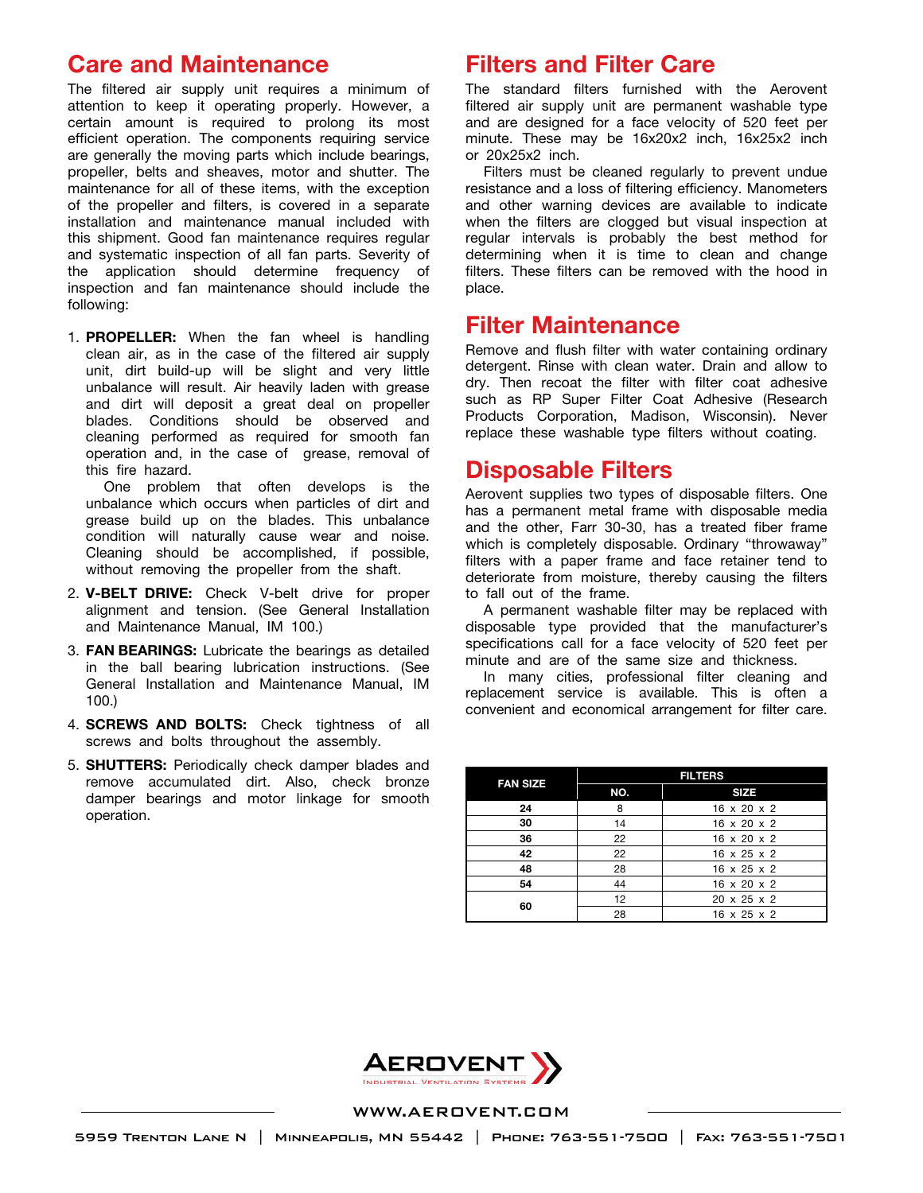## Care and Maintenance

The filtered air supply unit requires a minimum of attention to keep it operating properly. However, a certain amount is required to prolong its most efficient operation. The components requiring service are generally the moving parts which include bearings, propeller, belts and sheaves, motor and shutter. The maintenance for all of these items, with the exception of the propeller and filters, is covered in a separate installation and maintenance manual included with this shipment. Good fan maintenance requires regular and systematic inspection of all fan parts. Severity of the application should determine frequency of inspection and fan maintenance should include the following:

1. **PROPELLER:** When the fan wheel is handling clean air, as in the case of the filtered air supply unit, dirt build-up will be slight and very little unbalance will result. Air heavily laden with grease and dirt will deposit a great deal on propeller blades. Conditions should be observed and cleaning performed as required for smooth fan operation and, in the case of grease, removal of this fire hazard.

   One problem that often develops is the unbalance which occurs when particles of dirt and grease build up on the blades. This unbalance condition will naturally cause wear and noise. Cleaning should be accomplished, if possible, without removing the propeller from the shaft.

2. **V-BELT DRIVE:** Check V-belt drive for proper alignment and tension. (See General Installation and Maintenance Manual, IM 100.)

3. **FAN BEARINGS:** Lubricate the bearings as detailed in the ball bearing lubrication instructions. (See General Installation and Maintenance Manual, IM 100.)

4. **SCREWS AND BOLTS:** Check tightness of all screws and bolts throughout the assembly.

5. **SHUTTERS:** Periodically check damper blades and remove accumulated dirt. Also, check bronze damper bearings and motor linkage for smooth operation.

## Filters and Filter Care

The standard filters furnished with the Aerovent filtered air supply unit are permanent washable type and are designed for a face velocity of 520 feet per minute. These may be 16x20x2 inch, 16x25x2 inch or 20x25x2 inch.

Filters must be cleaned regularly to prevent undue resistance and a loss of filtering efficiency. Manometers and other warning devices are available to indicate when the filters are clogged but visual inspection at regular intervals is probably the best method for determining when it is time to clean and change filters. These filters can be removed with the hood in place.

## Filter Maintenance

Remove and flush filter with water containing ordinary detergent. Rinse with clean water. Drain and allow to dry. Then recoat the filter with filter coat adhesive such as RP Super Filter Coat Adhesive (Research Products Corporation, Madison, Wisconsin). Never replace these washable type filters without coating.

## Disposable Filters

Aerovent supplies two types of disposable filters. One has a permanent metal frame with disposable media and the other, Farr 30-30, has a treated fiber frame which is completely disposable. Ordinary "throwaway" filters with a paper frame and face retainer tend to deteriorate from moisture, thereby causing the filters to fall out of the frame.

A permanent washable filter may be replaced with disposable type provided that the manufacturer's specifications call for a face velocity of 520 feet per minute and are of the same size and thickness.

In many cities, professional filter cleaning and replacement service is available. This is often a convenient and economical arrangement for filter care.

| FAN SIZE | FILTERS | |
|---|---|---|
| | NO. | SIZE |
| 24 | 8 | 16 x 20 x 2 |
| 30 | 14 | 16 x 20 x 2 |
| 36 | 22 | 16 x 20 x 2 |
| 42 | 22 | 16 x 25 x 2 |
| 48 | 28 | 16 x 25 x 2 |
| 54 | 44 | 16 x 20 x 2 |
| 60 | 12 | 20 x 25 x 2 |
| | 28 | 16 x 25 x 2 |

AEROVENT
Industrial Ventilation Systems

WWW.AEROVENT.COM

5959 Trenton Lane N | Minneapolis, MN 55442 | Phone: 763-551-7500 | Fax: 763-551-7501